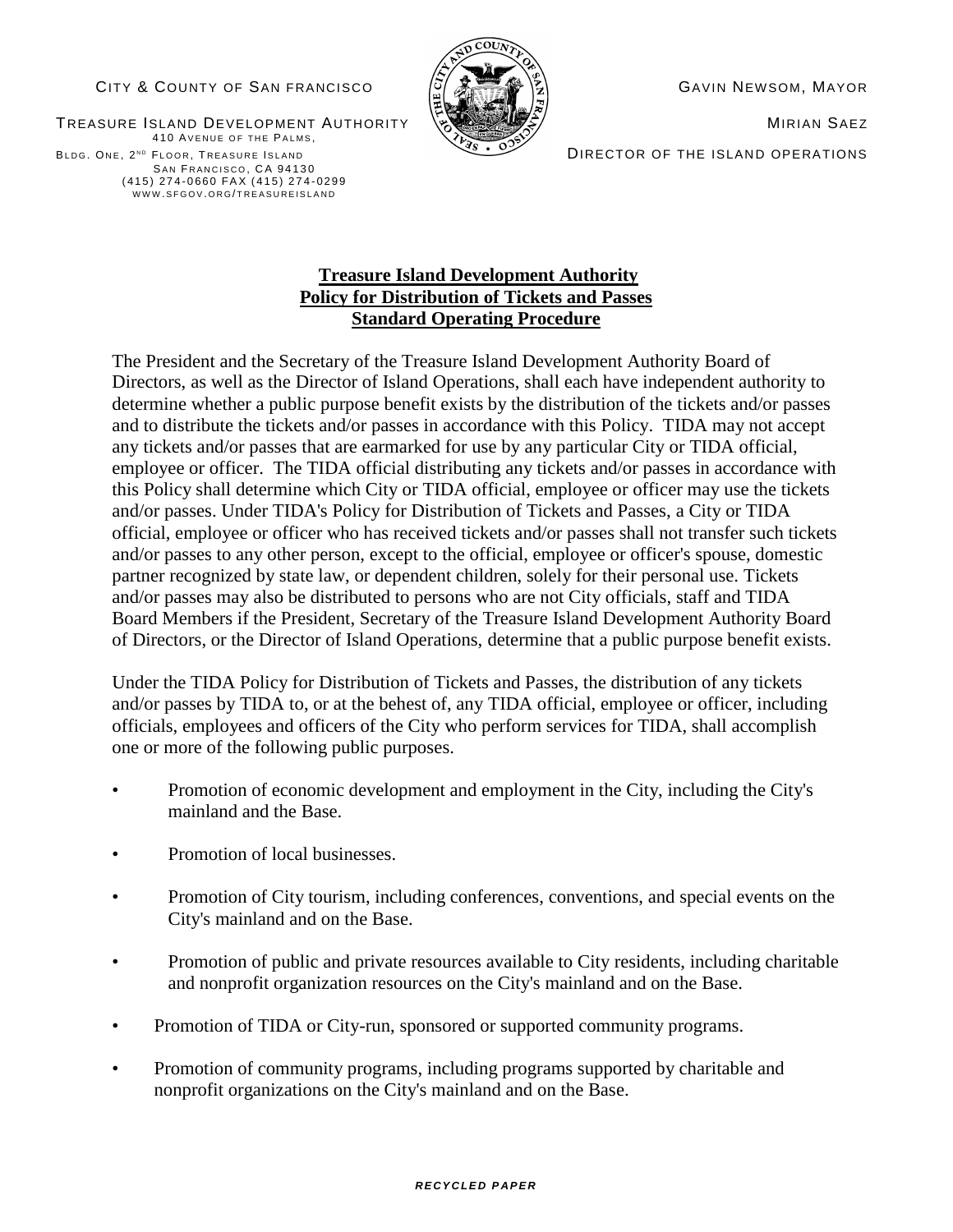CITY & COUNTY OF SAN FRANCISCO

TREASURE ISLAND DEVELOPMENT AUTHORITY
410 AVENUE OF THE PALMS,
BLDG. ONE, 2ND FLOOR, TREASURE ISLAND
SAN FRANCISCO, CA 94130
(415) 274-0660 FAX (415) 274-0299
WWW.SFGOV.ORG/TREASUREISLAND

GAVIN NEWSOM, MAYOR

MIRIAN SAEZ
DIRECTOR OF THE ISLAND OPERATIONS

**Treasure Island Development Authority**
**Policy for Distribution of Tickets and Passes**
**Standard Operating Procedure**

The President and the Secretary of the Treasure Island Development Authority Board of Directors, as well as the Director of Island Operations, shall each have independent authority to determine whether a public purpose benefit exists by the distribution of the tickets and/or passes and to distribute the tickets and/or passes in accordance with this Policy. TIDA may not accept any tickets and/or passes that are earmarked for use by any particular City or TIDA official, employee or officer. The TIDA official distributing any tickets and/or passes in accordance with this Policy shall determine which City or TIDA official, employee or officer may use the tickets and/or passes. Under TIDA's Policy for Distribution of Tickets and Passes, a City or TIDA official, employee or officer who has received tickets and/or passes shall not transfer such tickets and/or passes to any other person, except to the official, employee or officer's spouse, domestic partner recognized by state law, or dependent children, solely for their personal use. Tickets and/or passes may also be distributed to persons who are not City officials, staff and TIDA Board Members if the President, Secretary of the Treasure Island Development Authority Board of Directors, or the Director of Island Operations, determine that a public purpose benefit exists.

Under the TIDA Policy for Distribution of Tickets and Passes, the distribution of any tickets and/or passes by TIDA to, or at the behest of, any TIDA official, employee or officer, including officials, employees and officers of the City who perform services for TIDA, shall accomplish one or more of the following public purposes.

- Promotion of economic development and employment in the City, including the City's mainland and the Base.
- Promotion of local businesses.
- Promotion of City tourism, including conferences, conventions, and special events on the City's mainland and on the Base.
- Promotion of public and private resources available to City residents, including charitable and nonprofit organization resources on the City's mainland and on the Base.
- Promotion of TIDA or City-run, sponsored or supported community programs.
- Promotion of community programs, including programs supported by charitable and nonprofit organizations on the City's mainland and on the Base.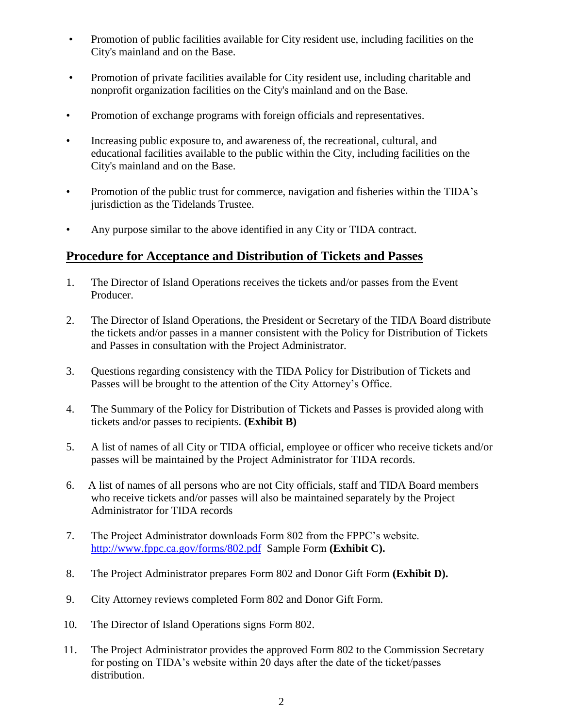- Promotion of public facilities available for City resident use, including facilities on the City's mainland and on the Base.
- Promotion of private facilities available for City resident use, including charitable and nonprofit organization facilities on the City's mainland and on the Base.
- Promotion of exchange programs with foreign officials and representatives.
- Increasing public exposure to, and awareness of, the recreational, cultural, and educational facilities available to the public within the City, including facilities on the City's mainland and on the Base.
- Promotion of the public trust for commerce, navigation and fisheries within the TIDA's jurisdiction as the Tidelands Trustee.
- Any purpose similar to the above identified in any City or TIDA contract.

## Procedure for Acceptance and Distribution of Tickets and Passes

1. The Director of Island Operations receives the tickets and/or passes from the Event Producer.
2. The Director of Island Operations, the President or Secretary of the TIDA Board distribute the tickets and/or passes in a manner consistent with the Policy for Distribution of Tickets and Passes in consultation with the Project Administrator.
3. Questions regarding consistency with the TIDA Policy for Distribution of Tickets and Passes will be brought to the attention of the City Attorney's Office.
4. The Summary of the Policy for Distribution of Tickets and Passes is provided along with tickets and/or passes to recipients. **(Exhibit B)**
5. A list of names of all City or TIDA official, employee or officer who receive tickets and/or passes will be maintained by the Project Administrator for TIDA records.
6. A list of names of all persons who are not City officials, staff and TIDA Board members who receive tickets and/or passes will also be maintained separately by the Project Administrator for TIDA records
7. The Project Administrator downloads Form 802 from the FPPC's website. http://www.fppc.ca.gov/forms/802.pdf Sample Form **(Exhibit C).**
8. The Project Administrator prepares Form 802 and Donor Gift Form **(Exhibit D).**
9. City Attorney reviews completed Form 802 and Donor Gift Form.
10. The Director of Island Operations signs Form 802.
11. The Project Administrator provides the approved Form 802 to the Commission Secretary for posting on TIDA's website within 20 days after the date of the ticket/passes distribution.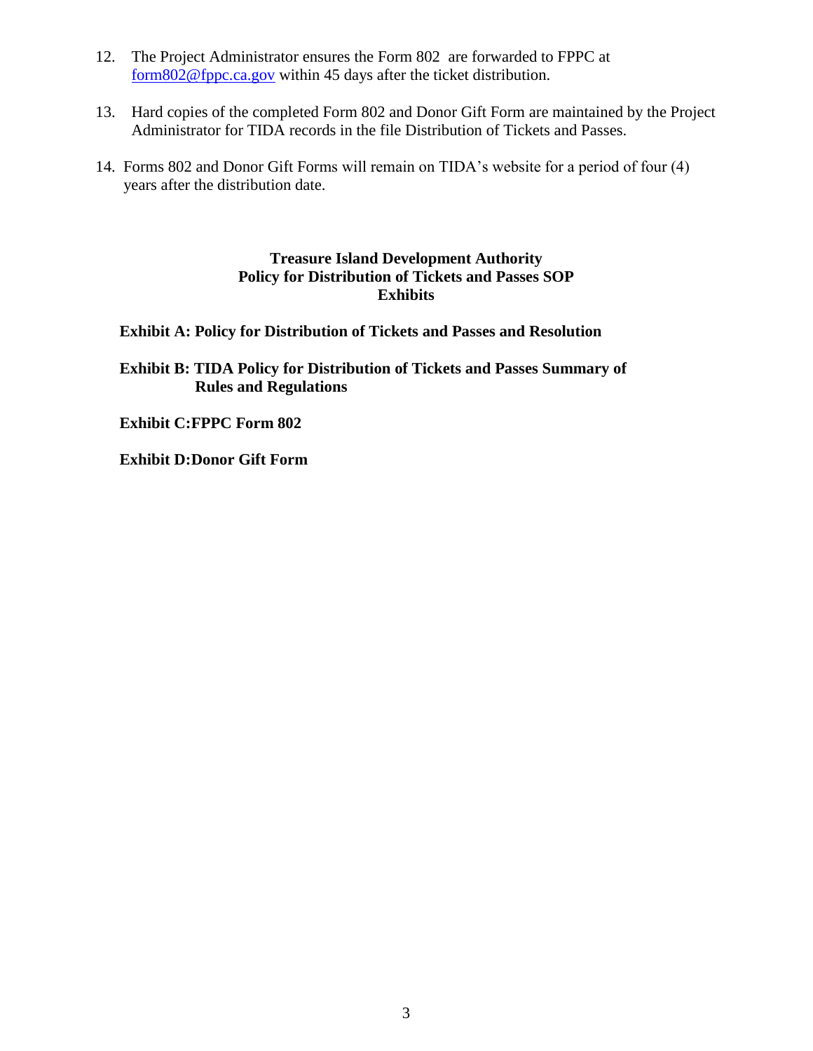12. The Project Administrator ensures the Form 802 are forwarded to FPPC at form802@fppc.ca.gov within 45 days after the ticket distribution.

13. Hard copies of the completed Form 802 and Donor Gift Form are maintained by the Project Administrator for TIDA records in the file Distribution of Tickets and Passes.

14. Forms 802 and Donor Gift Forms will remain on TIDA's website for a period of four (4) years after the distribution date.

**Treasure Island Development Authority**
**Policy for Distribution of Tickets and Passes SOP**
**Exhibits**

**Exhibit A: Policy for Distribution of Tickets and Passes and Resolution**

**Exhibit B: TIDA Policy for Distribution of Tickets and Passes Summary of Rules and Regulations**

**Exhibit C:FPPC Form 802**

**Exhibit D:Donor Gift Form**